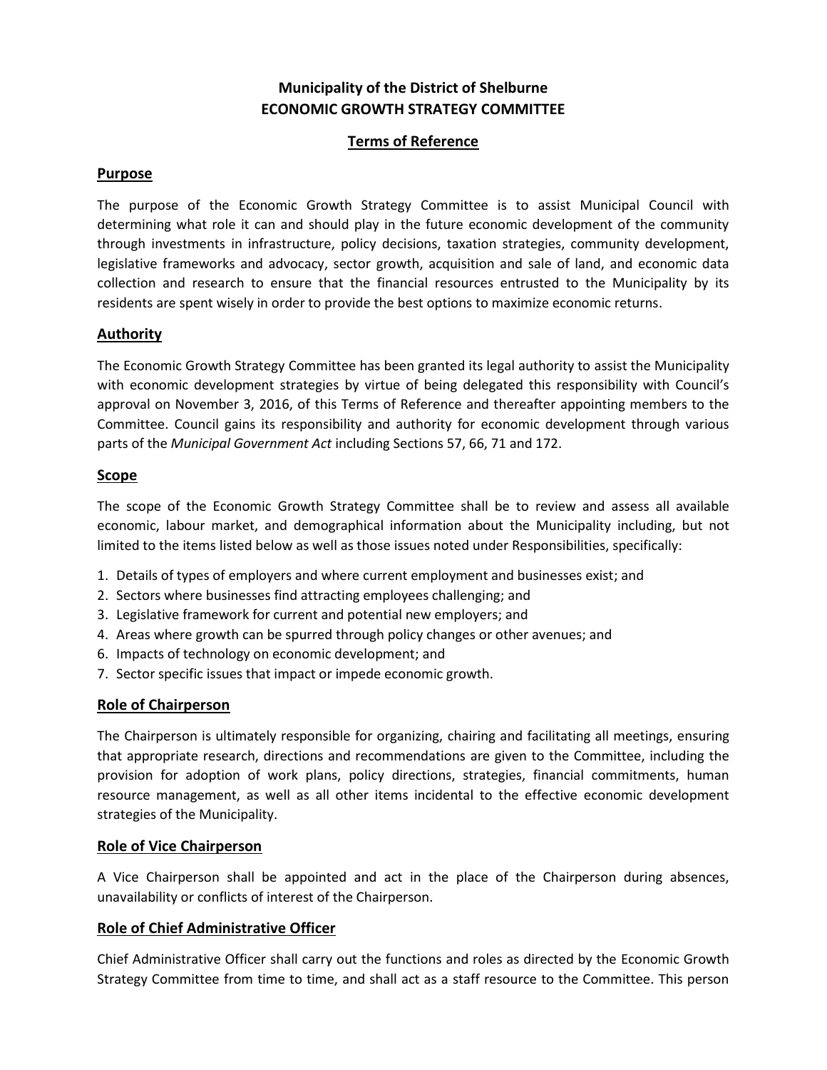**Municipality of the District of Shelburne**
**ECONOMIC GROWTH STRATEGY COMMITTEE**

**Terms of Reference**

## Purpose

The purpose of the Economic Growth Strategy Committee is to assist Municipal Council with determining what role it can and should play in the future economic development of the community through investments in infrastructure, policy decisions, taxation strategies, community development, legislative frameworks and advocacy, sector growth, acquisition and sale of land, and economic data collection and research to ensure that the financial resources entrusted to the Municipality by its residents are spent wisely in order to provide the best options to maximize economic returns.

## Authority

The Economic Growth Strategy Committee has been granted its legal authority to assist the Municipality with economic development strategies by virtue of being delegated this responsibility with Council's approval on November 3, 2016, of this Terms of Reference and thereafter appointing members to the Committee. Council gains its responsibility and authority for economic development through various parts of the *Municipal Government Act* including Sections 57, 66, 71 and 172.

## Scope

The scope of the Economic Growth Strategy Committee shall be to review and assess all available economic, labour market, and demographical information about the Municipality including, but not limited to the items listed below as well as those issues noted under Responsibilities, specifically:

1. Details of types of employers and where current employment and businesses exist; and
2. Sectors where businesses find attracting employees challenging; and
3. Legislative framework for current and potential new employers; and
4. Areas where growth can be spurred through policy changes or other avenues; and
6. Impacts of technology on economic development; and
7. Sector specific issues that impact or impede economic growth.

## Role of Chairperson

The Chairperson is ultimately responsible for organizing, chairing and facilitating all meetings, ensuring that appropriate research, directions and recommendations are given to the Committee, including the provision for adoption of work plans, policy directions, strategies, financial commitments, human resource management, as well as all other items incidental to the effective economic development strategies of the Municipality.

## Role of Vice Chairperson

A Vice Chairperson shall be appointed and act in the place of the Chairperson during absences, unavailability or conflicts of interest of the Chairperson.

## Role of Chief Administrative Officer

Chief Administrative Officer shall carry out the functions and roles as directed by the Economic Growth Strategy Committee from time to time, and shall act as a staff resource to the Committee. This person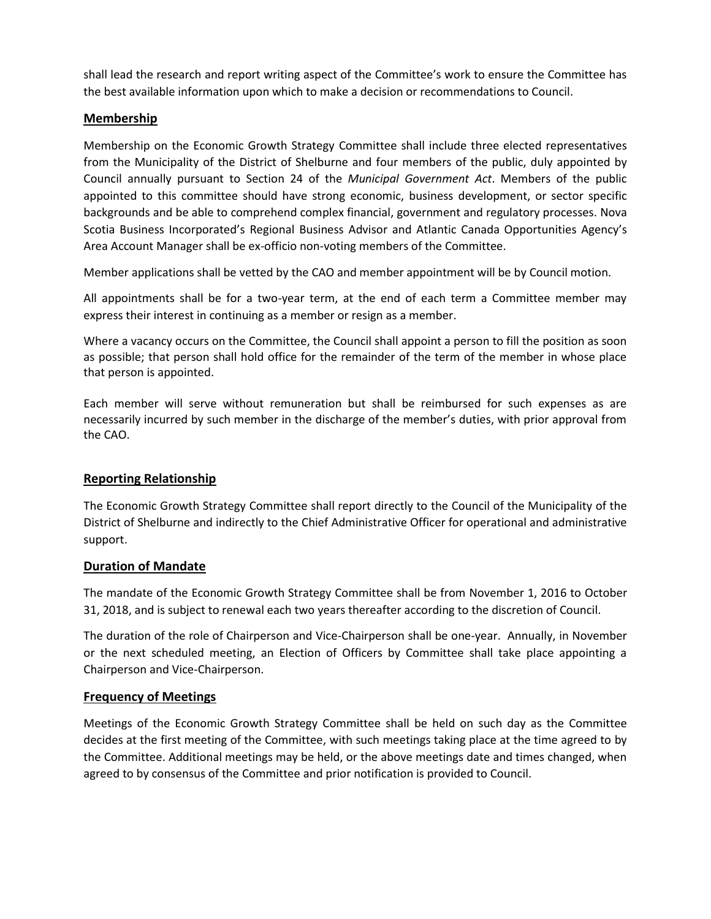shall lead the research and report writing aspect of the Committee's work to ensure the Committee has the best available information upon which to make a decision or recommendations to Council.

## Membership

Membership on the Economic Growth Strategy Committee shall include three elected representatives from the Municipality of the District of Shelburne and four members of the public, duly appointed by Council annually pursuant to Section 24 of the *Municipal Government Act*. Members of the public appointed to this committee should have strong economic, business development, or sector specific backgrounds and be able to comprehend complex financial, government and regulatory processes. Nova Scotia Business Incorporated's Regional Business Advisor and Atlantic Canada Opportunities Agency's Area Account Manager shall be ex-officio non-voting members of the Committee.

Member applications shall be vetted by the CAO and member appointment will be by Council motion.

All appointments shall be for a two-year term, at the end of each term a Committee member may express their interest in continuing as a member or resign as a member.

Where a vacancy occurs on the Committee, the Council shall appoint a person to fill the position as soon as possible; that person shall hold office for the remainder of the term of the member in whose place that person is appointed.

Each member will serve without remuneration but shall be reimbursed for such expenses as are necessarily incurred by such member in the discharge of the member's duties, with prior approval from the CAO.

## Reporting Relationship

The Economic Growth Strategy Committee shall report directly to the Council of the Municipality of the District of Shelburne and indirectly to the Chief Administrative Officer for operational and administrative support.

## Duration of Mandate

The mandate of the Economic Growth Strategy Committee shall be from November 1, 2016 to October 31, 2018, and is subject to renewal each two years thereafter according to the discretion of Council.

The duration of the role of Chairperson and Vice-Chairperson shall be one-year. Annually, in November or the next scheduled meeting, an Election of Officers by Committee shall take place appointing a Chairperson and Vice-Chairperson.

## Frequency of Meetings

Meetings of the Economic Growth Strategy Committee shall be held on such day as the Committee decides at the first meeting of the Committee, with such meetings taking place at the time agreed to by the Committee. Additional meetings may be held, or the above meetings date and times changed, when agreed to by consensus of the Committee and prior notification is provided to Council.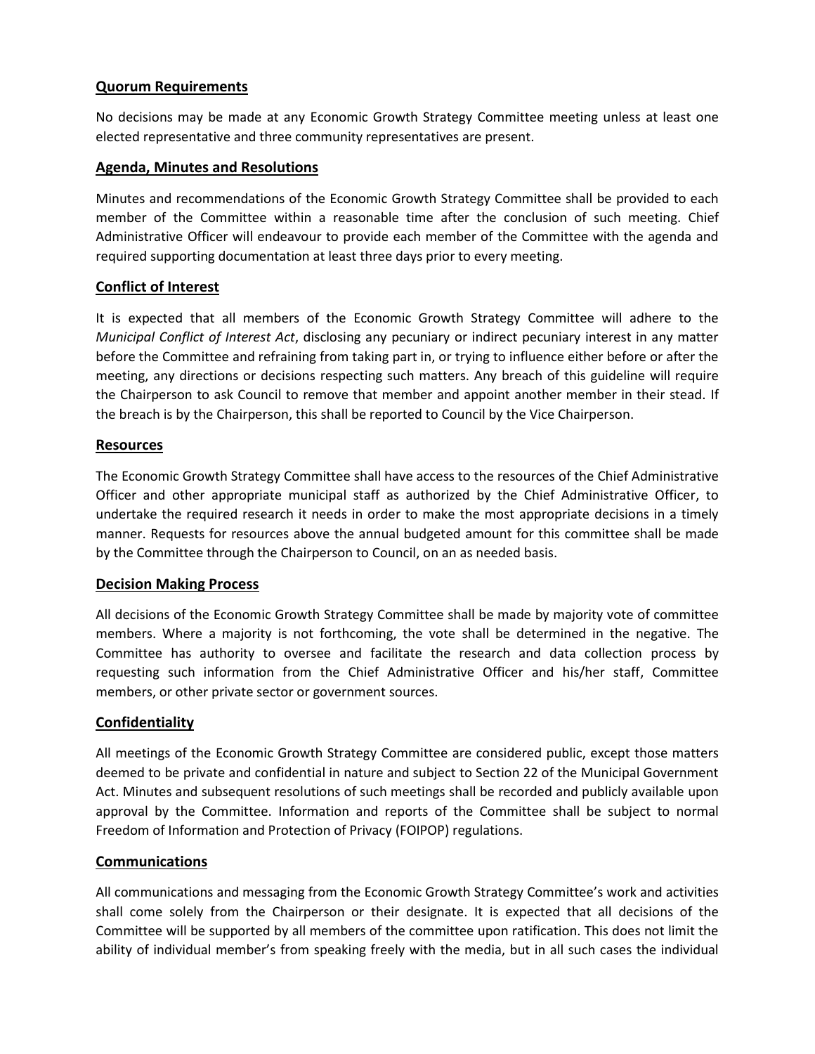## Quorum Requirements

No decisions may be made at any Economic Growth Strategy Committee meeting unless at least one elected representative and three community representatives are present.

## Agenda, Minutes and Resolutions

Minutes and recommendations of the Economic Growth Strategy Committee shall be provided to each member of the Committee within a reasonable time after the conclusion of such meeting. Chief Administrative Officer will endeavour to provide each member of the Committee with the agenda and required supporting documentation at least three days prior to every meeting.

## Conflict of Interest

It is expected that all members of the Economic Growth Strategy Committee will adhere to the *Municipal Conflict of Interest Act*, disclosing any pecuniary or indirect pecuniary interest in any matter before the Committee and refraining from taking part in, or trying to influence either before or after the meeting, any directions or decisions respecting such matters. Any breach of this guideline will require the Chairperson to ask Council to remove that member and appoint another member in their stead. If the breach is by the Chairperson, this shall be reported to Council by the Vice Chairperson.

## Resources

The Economic Growth Strategy Committee shall have access to the resources of the Chief Administrative Officer and other appropriate municipal staff as authorized by the Chief Administrative Officer, to undertake the required research it needs in order to make the most appropriate decisions in a timely manner. Requests for resources above the annual budgeted amount for this committee shall be made by the Committee through the Chairperson to Council, on an as needed basis.

## Decision Making Process

All decisions of the Economic Growth Strategy Committee shall be made by majority vote of committee members. Where a majority is not forthcoming, the vote shall be determined in the negative. The Committee has authority to oversee and facilitate the research and data collection process by requesting such information from the Chief Administrative Officer and his/her staff, Committee members, or other private sector or government sources.

## Confidentiality

All meetings of the Economic Growth Strategy Committee are considered public, except those matters deemed to be private and confidential in nature and subject to Section 22 of the Municipal Government Act. Minutes and subsequent resolutions of such meetings shall be recorded and publicly available upon approval by the Committee. Information and reports of the Committee shall be subject to normal Freedom of Information and Protection of Privacy (FOIPOP) regulations.

## Communications

All communications and messaging from the Economic Growth Strategy Committee's work and activities shall come solely from the Chairperson or their designate. It is expected that all decisions of the Committee will be supported by all members of the committee upon ratification. This does not limit the ability of individual member's from speaking freely with the media, but in all such cases the individual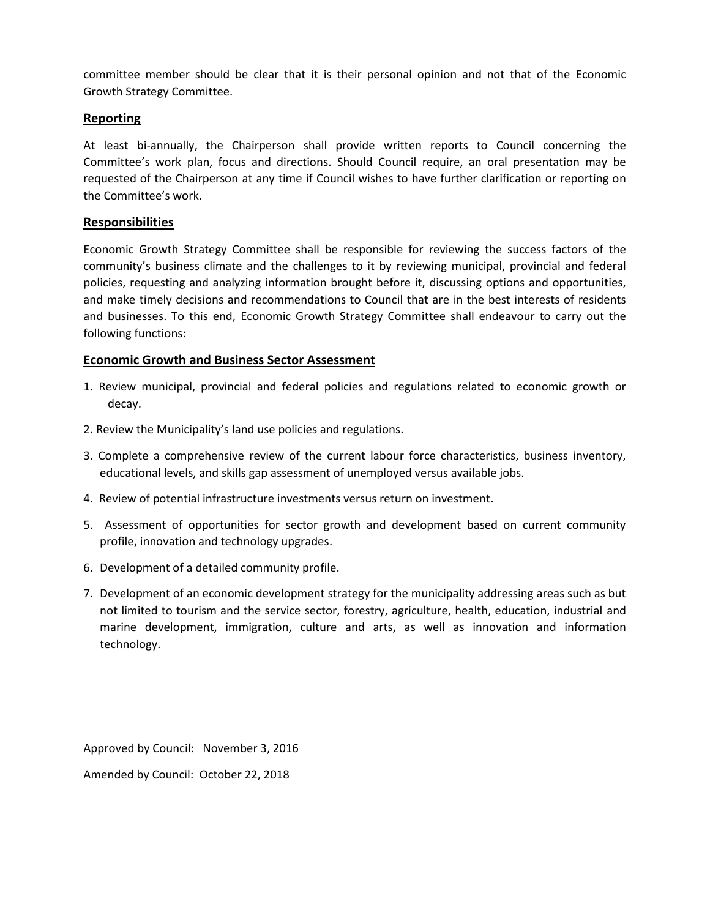committee member should be clear that it is their personal opinion and not that of the Economic Growth Strategy Committee.

## Reporting

At least bi-annually, the Chairperson shall provide written reports to Council concerning the Committee's work plan, focus and directions. Should Council require, an oral presentation may be requested of the Chairperson at any time if Council wishes to have further clarification or reporting on the Committee's work.

## Responsibilities

Economic Growth Strategy Committee shall be responsible for reviewing the success factors of the community's business climate and the challenges to it by reviewing municipal, provincial and federal policies, requesting and analyzing information brought before it, discussing options and opportunities, and make timely decisions and recommendations to Council that are in the best interests of residents and businesses. To this end, Economic Growth Strategy Committee shall endeavour to carry out the following functions:

## Economic Growth and Business Sector Assessment

1. Review municipal, provincial and federal policies and regulations related to economic growth or decay.
2. Review the Municipality's land use policies and regulations.
3. Complete a comprehensive review of the current labour force characteristics, business inventory, educational levels, and skills gap assessment of unemployed versus available jobs.
4. Review of potential infrastructure investments versus return on investment.
5. Assessment of opportunities for sector growth and development based on current community profile, innovation and technology upgrades.
6. Development of a detailed community profile.
7. Development of an economic development strategy for the municipality addressing areas such as but not limited to tourism and the service sector, forestry, agriculture, health, education, industrial and marine development, immigration, culture and arts, as well as innovation and information technology.

Approved by Council: November 3, 2016

Amended by Council: October 22, 2018